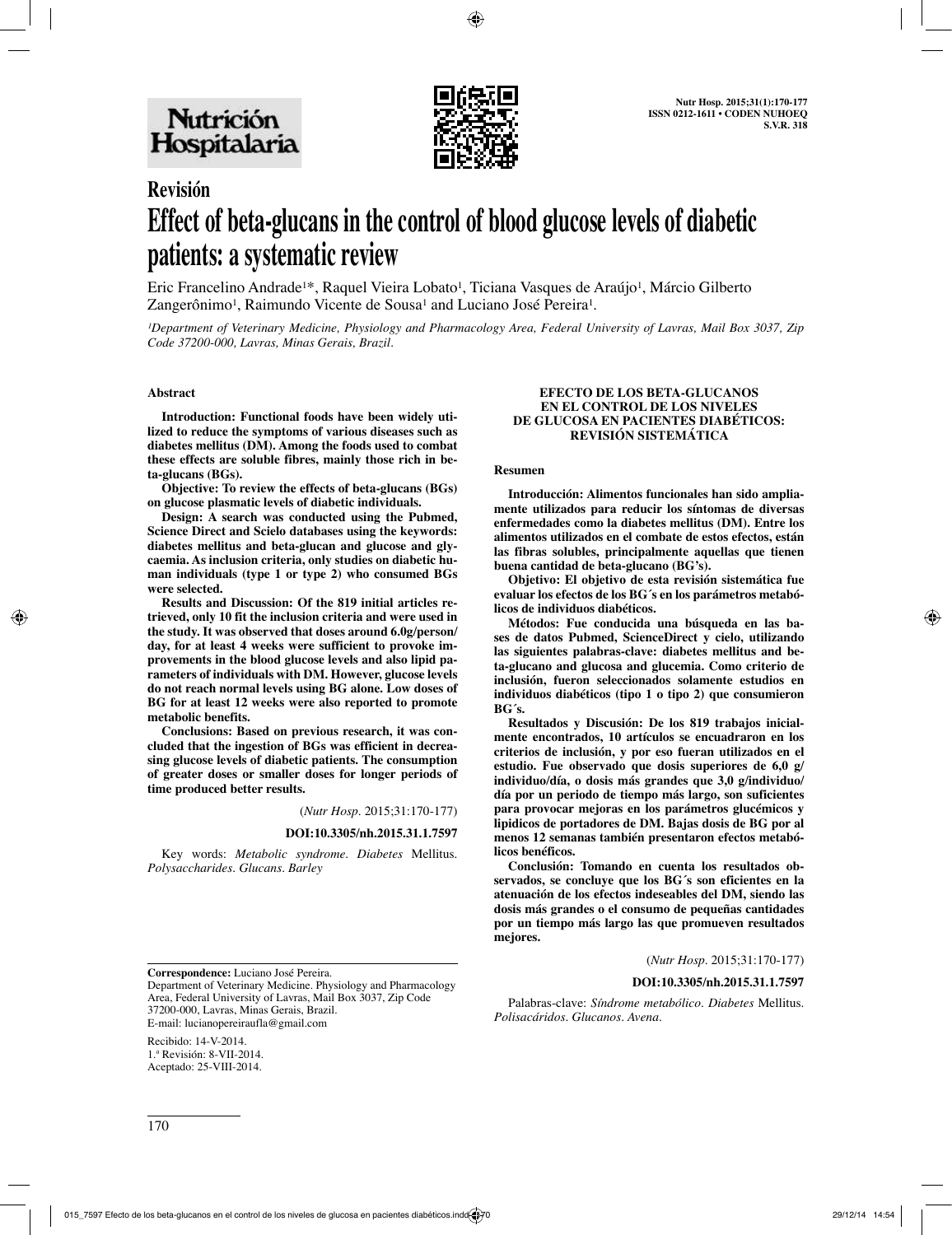Nutrición Hospitalaria

# Revisión

# Effect of beta-glucans in the control of blood glucose levels of diabetic patients: a systematic review

Eric Francelino Andrade[1]*, Raquel Vieira Lobato[1], Ticiana Vasques de Araújo[1], Márcio Gilberto Zangerônimo[1], Raimundo Vicente de Sousa[1] and Luciano José Pereira[1].

*[1]Department of Veterinary Medicine, Physiology and Pharmacology Area, Federal University of Lavras, Mail Box 3037, Zip Code 37200-000, Lavras, Minas Gerais, Brazil.*

### Abstract

**Introduction: Functional foods have been widely utilized to reduce the symptoms of various diseases such as diabetes mellitus (DM). Among the foods used to combat these effects are soluble fibres, mainly those rich in beta-glucans (BGs).**

**Objective: To review the effects of beta-glucans (BGs) on glucose plasmatic levels of diabetic individuals.**

**Design: A search was conducted using the Pubmed, Science Direct and Scielo databases using the keywords: diabetes mellitus and beta-glucan and glucose and glycaemia. As inclusion criteria, only studies on diabetic human individuals (type 1 or type 2) who consumed BGs were selected.**

**Results and Discussion: Of the 819 initial articles retrieved, only 10 fit the inclusion criteria and were used in the study. It was observed that doses around 6.0g/person/day, for at least 4 weeks were sufficient to provoke improvements in the blood glucose levels and also lipid parameters of individuals with DM. However, glucose levels do not reach normal levels using BG alone. Low doses of BG for at least 12 weeks were also reported to promote metabolic benefits.**

**Conclusions: Based on previous research, it was concluded that the ingestion of BGs was efficient in decreasing glucose levels of diabetic patients. The consumption of greater doses or smaller doses for longer periods of time produced better results.**

(*Nutr Hosp.* 2015;31:170-177)

**DOI:10.3305/nh.2015.31.1.7597**

Key words: *Metabolic syndrome. Diabetes* Mellitus. *Polysaccharides. Glucans. Barley*

### EFECTO DE LOS BETA-GLUCANOS EN EL CONTROL DE LOS NIVELES DE GLUCOSA EN PACIENTES DIABÉTICOS: REVISIÓN SISTEMÁTICA

### Resumen

**Introducción: Alimentos funcionales han sido ampliamente utilizados para reducir los síntomas de diversas enfermedades como la diabetes mellitus (DM). Entre los alimentos utilizados en el combate de estos efectos, están las fibras solubles, principalmente aquellas que tienen buena cantidad de beta-glucano (BG's).**

**Objetivo: El objetivo de esta revisión sistemática fue evaluar los efectos de los BG´s en los parámetros metabólicos de individuos diabéticos.**

**Métodos: Fue conducida una búsqueda en las bases de datos Pubmed, ScienceDirect y cielo, utilizando las siguientes palabras-clave: diabetes mellitus and beta-glucano and glucosa and glucemia. Como criterio de inclusión, fueron seleccionados solamente estudios en individuos diabéticos (tipo 1 o tipo 2) que consumieron BG´s.**

**Resultados y Discusión: De los 819 trabajos inicialmente encontrados, 10 artículos se encuadraron en los criterios de inclusión, y por eso fueran utilizados en el estudio. Fue observado que dosis superiores de 6,0 g/individuo/día, o dosis más grandes que 3,0 g/individuo/día por un periodo de tiempo más largo, son suficientes para provocar mejoras en los parámetros glucémicos y lipidicos de portadores de DM. Bajas dosis de BG por al menos 12 semanas también presentaron efectos metabólicos benéficos.**

**Conclusión: Tomando en cuenta los resultados observados, se concluye que los BG´s son eficientes en la atenuación de los efectos indeseables del DM, siendo las dosis más grandes o el consumo de pequeñas cantidades por un tiempo más largo las que promueven resultados mejores.**

(*Nutr Hosp.* 2015;31:170-177)

**DOI:10.3305/nh.2015.31.1.7597**

Palabras-clave: *Síndrome metabólico. Diabetes* Mellitus. *Polisacáridos. Glucanos. Avena.*

**Correspondence:** Luciano José Pereira.
Department of Veterinary Medicine. Physiology and Pharmacology Area, Federal University of Lavras, Mail Box 3037, Zip Code 37200-000, Lavras, Minas Gerais, Brazil.
E-mail: lucianopereiraufla@gmail.com

Recibido: 14-V-2014.
1.ª Revisión: 8-VII-2014.
Aceptado: 25-VIII-2014.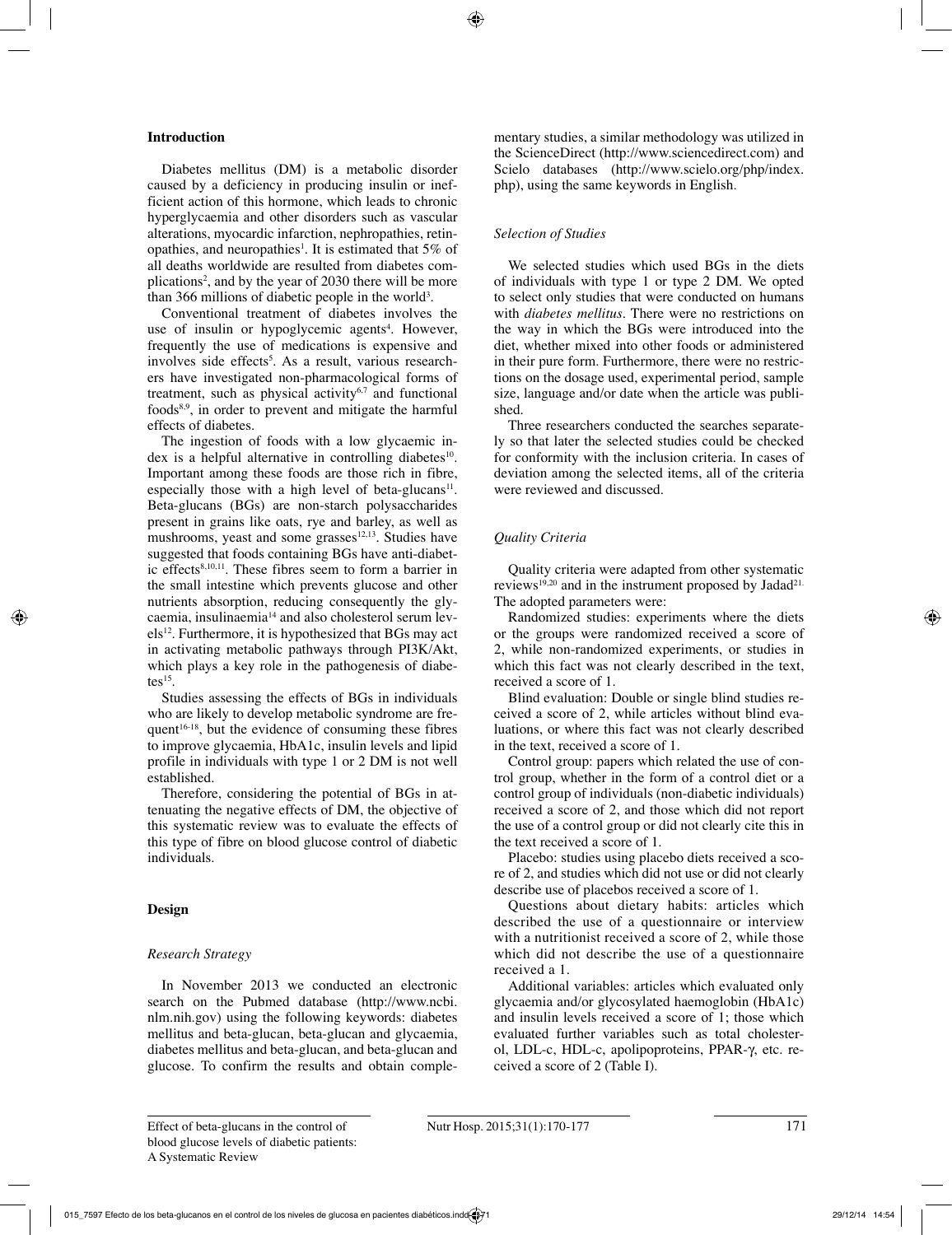## Introduction

Diabetes mellitus (DM) is a metabolic disorder caused by a deficiency in producing insulin or inefficient action of this hormone, which leads to chronic hyperglycaemia and other disorders such as vascular alterations, myocardial infarction, nephropathies, retinopathies, and neuropathies[1]. It is estimated that 5% of all deaths worldwide are resulted from diabetes complications[2], and by the year of 2030 there will be more than 366 millions of diabetic people in the world[3].

Conventional treatment of diabetes involves the use of insulin or hypoglycemic agents[4]. However, frequently the use of medications is expensive and involves side effects[5]. As a result, various researchers have investigated non-pharmacological forms of treatment, such as physical activity[6,7] and functional foods[8,9], in order to prevent and mitigate the harmful effects of diabetes.

The ingestion of foods with a low glycaemic index is a helpful alternative in controlling diabetes[10]. Important among these foods are those rich in fibre, especially those with a high level of beta-glucans[11]. Beta-glucans (BGs) are non-starch polysaccharides present in grains like oats, rye and barley, as well as mushrooms, yeast and some grasses[12,13]. Studies have suggested that foods containing BGs have anti-diabetic effects[8,10,11]. These fibres seem to form a barrier in the small intestine which prevents glucose and other nutrients absorption, reducing consequently the glycaemia, insulinaemia[14] and also cholesterol serum levels[12]. Furthermore, it is hypothesized that BGs may act in activating metabolic pathways through PI3K/Akt, which plays a key role in the pathogenesis of diabetes[15].

Studies assessing the effects of BGs in individuals who are likely to develop metabolic syndrome are frequent[16-18], but the evidence of consuming these fibres to improve glycaemia, HbA1c, insulin levels and lipid profile in individuals with type 1 or 2 DM is not well established.

Therefore, considering the potential of BGs in attenuating the negative effects of DM, the objective of this systematic review was to evaluate the effects of this type of fibre on blood glucose control of diabetic individuals.

## Design

### *Research Strategy*

In November 2013 we conducted an electronic search on the Pubmed database (http://www.ncbi.nlm.nih.gov) using the following keywords: diabetes mellitus and beta-glucan, beta-glucan and glycaemia, diabetes mellitus and beta-glucan, and beta-glucan and glucose. To confirm the results and obtain complementary studies, a similar methodology was utilized in the ScienceDirect (http://www.sciencedirect.com) and Scielo databases (http://www.scielo.org/php/index.php), using the same keywords in English.

### *Selection of Studies*

We selected studies which used BGs in the diets of individuals with type 1 or type 2 DM. We opted to select only studies that were conducted on humans with *diabetes mellitus*. There were no restrictions on the way in which the BGs were introduced into the diet, whether mixed into other foods or administered in their pure form. Furthermore, there were no restrictions on the dosage used, experimental period, sample size, language and/or date when the article was published.

Three researchers conducted the searches separately so that later the selected studies could be checked for conformity with the inclusion criteria. In cases of deviation among the selected items, all of the criteria were reviewed and discussed.

### *Quality Criteria*

Quality criteria were adapted from other systematic reviews[19,20] and in the instrument proposed by Jadad[21]. The adopted parameters were:

Randomized studies: experiments where the diets or the groups were randomized received a score of 2, while non-randomized experiments, or studies in which this fact was not clearly described in the text, received a score of 1.

Blind evaluation: Double or single blind studies received a score of 2, while articles without blind evaluations, or where this fact was not clearly described in the text, received a score of 1.

Control group: papers which related the use of control group, whether in the form of a control diet or a control group of individuals (non-diabetic individuals) received a score of 2, and those which did not report the use of a control group or did not clearly cite this in the text received a score of 1.

Placebo: studies using placebo diets received a score of 2, and studies which did not use or did not clearly describe use of placebos received a score of 1.

Questions about dietary habits: articles which described the use of a questionnaire or interview with a nutritionist received a score of 2, while those which did not describe the use of a questionnaire received a 1.

Additional variables: articles which evaluated only glycaemia and/or glycosylated haemoglobin (HbA1c) and insulin levels received a score of 1; those which evaluated further variables such as total cholesterol, LDL-c, HDL-c, apolipoproteins, PPAR-γ, etc. received a score of 2 (Table I).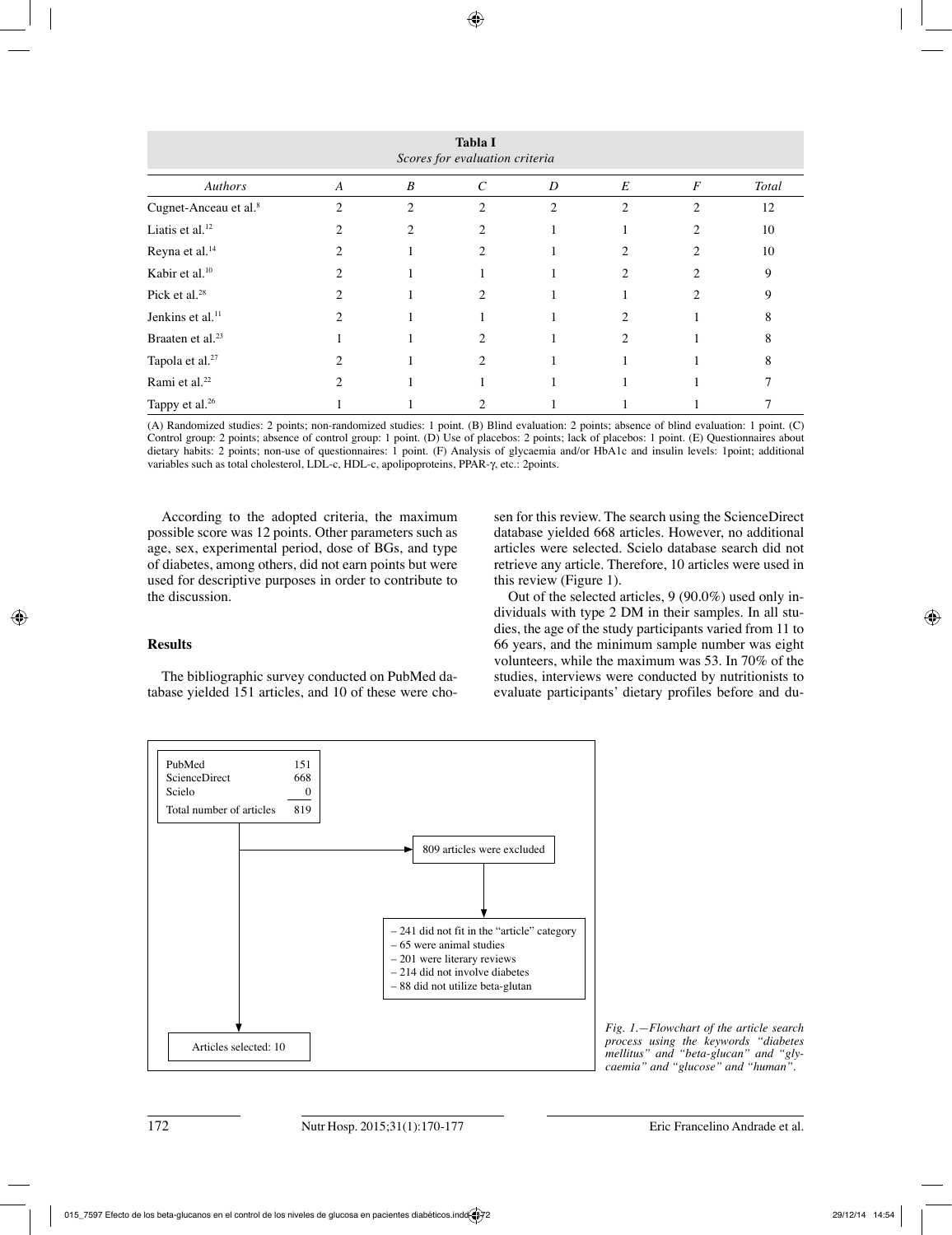**Tabla I**
*Scores for evaluation criteria*

| *Authors* | *A* | *B* | *C* | *D* | *E* | *F* | *Total* |
|---|---|---|---|---|---|---|---|
| Cugnet-Anceau et al.[8] | 2 | 2 | 2 | 2 | 2 | 2 | 12 |
| Liatis et al.[12] | 2 | 2 | 2 | 1 | 1 | 2 | 10 |
| Reyna et al.[14] | 2 | 1 | 2 | 1 | 2 | 2 | 10 |
| Kabir et al.[10] | 2 | 1 | 1 | 1 | 2 | 2 | 9 |
| Pick et al.[28] | 2 | 1 | 2 | 1 | 1 | 2 | 9 |
| Jenkins et al.[11] | 2 | 1 | 1 | 1 | 2 | 1 | 8 |
| Braaten et al.[23] | 1 | 1 | 2 | 1 | 2 | 1 | 8 |
| Tapola et al.[27] | 2 | 1 | 2 | 1 | 1 | 1 | 8 |
| Rami et al.[22] | 2 | 1 | 1 | 1 | 1 | 1 | 7 |
| Tappy et al.[26] | 1 | 1 | 2 | 1 | 1 | 1 | 7 |

(A) Randomized studies: 2 points; non-randomized studies: 1 point. (B) Blind evaluation: 2 points; absence of blind evaluation: 1 point. (C) Control group: 2 points; absence of control group: 1 point. (D) Use of placebos: 2 points; lack of placebos: 1 point. (E) Questionnaires about dietary habits: 2 points; non-use of questionnaires: 1 point. (F) Analysis of glycaemia and/or HbA1c and insulin levels: 1point; additional variables such as total cholesterol, LDL-c, HDL-c, apolipoproteins, PPAR-γ, etc.: 2points.

According to the adopted criteria, the maximum possible score was 12 points. Other parameters such as age, sex, experimental period, dose of BGs, and type of diabetes, among others, did not earn points but were used for descriptive purposes in order to contribute to the discussion.

## Results

The bibliographic survey conducted on PubMed database yielded 151 articles, and 10 of these were chosen for this review. The search using the ScienceDirect database yielded 668 articles. However, no additional articles were selected. Scielo database search did not retrieve any article. Therefore, 10 articles were used in this review (Figure 1).

Out of the selected articles, 9 (90.0%) used only individuals with type 2 DM in their samples. In all studies, the age of the study participants varied from 11 to 66 years, and the minimum sample number was eight volunteers, while the maximum was 53. In 70% of the studies, interviews were conducted by nutritionists to evaluate participants' dietary profiles before and du-

PubMed 151
ScienceDirect 668
Scielo 0
Total number of articles 819

809 articles were excluded

– 241 did not fit in the "article" category
– 65 were animal studies
– 201 were literary reviews
– 214 did not involve diabetes
– 88 did not utilize beta-glutan

Articles selected: 10

*Fig. 1.—Flowchart of the article search process using the keywords "diabetes mellitus" and "beta-glucan" and "glycaemia" and "glucose" and "human".*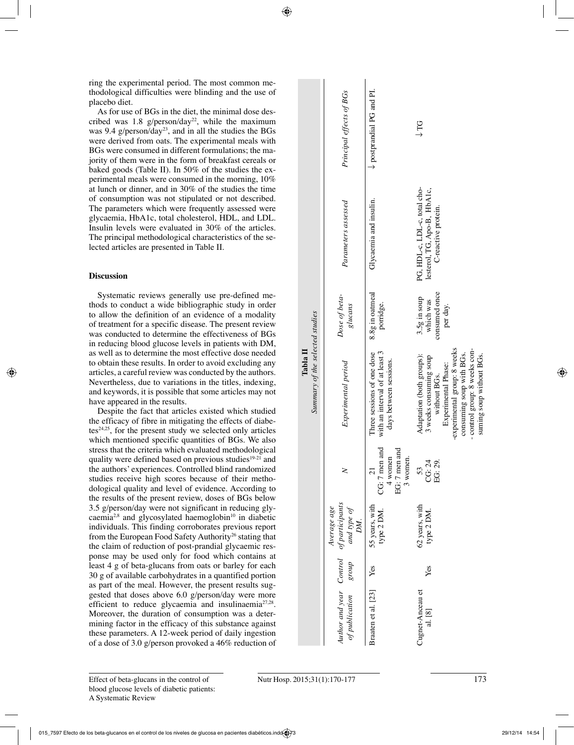ring the experimental period. The most common methodological difficulties were blinding and the use of placebo diet.

As for use of BGs in the diet, the minimal dose described was 1.8 g/person/day[22], while the maximum was 9.4 g/person/day[23], and in all the studies the BGs were derived from oats. The experimental meals with BGs were consumed in different formulations; the majority of them were in the form of breakfast cereals or baked goods (Table II). In 50% of the studies the experimental meals were consumed in the morning, 10% at lunch or dinner, and in 30% of the studies the time of consumption was not stipulated or not described. The parameters which were frequently assessed were glycaemia, HbA1c, total cholesterol, HDL, and LDL. Insulin levels were evaluated in 30% of the articles. The principal methodological characteristics of the selected articles are presented in Table II.

## Discussion

Systematic reviews generally use pre-defined methods to conduct a wide bibliographic study in order to allow the definition of an evidence of a modality of treatment for a specific disease. The present review was conducted to determine the effectiveness of BGs in reducing blood glucose levels in patients with DM, as well as to determine the most effective dose needed to obtain these results. In order to avoid excluding any articles, a careful review was conducted by the authors. Nevertheless, due to variations in the titles, indexing, and keywords, it is possible that some articles may not have appeared in the results.

Despite the fact that articles existed which studied the efficacy of fibre in mitigating the effects of diabetes[24,25], for the present study we selected only articles which mentioned specific quantities of BGs. We also stress that the criteria which evaluated methodological quality were defined based on previous studies[19-21] and the authors' experiences. Controlled blind randomized studies receive high scores because of their methodological quality and level of evidence. According to the results of the present review, doses of BGs below 3.5 g/person/day were not significant in reducing glycaemia[2,8] and glycosylated haemoglobin[10] in diabetic individuals. This finding corroborates previous report from the European Food Safety Authority[26] stating that the claim of reduction of post-prandial glycaemic response may be used only for food which contains at least 4 g of beta-glucans from oats or barley for each 30 g of available carbohydrates in a quantified portion as part of the meal. However, the present results suggested that doses above 6.0 g/person/day were more efficient to reduce glycaemia and insulinaemia[27,28]. Moreover, the duration of consumption was a determining factor in the efficacy of this substance against these parameters. A 12-week period of daily ingestion of a dose of 3.0 g/person provoked a 46% reduction of

**Tabla II**
*Summary of the selected studies*

| *Author and year of publication* | *Control group* | *Average age of participants and type of DM.* | *N* | *Experimental period* | *Dose of beta-glucans* | *Parameters assessed* | *Principal effects of BGs* |
|---|---|---|---|---|---|---|---|
| Braaten et al. [23] | Yes | 55 years, with type 2 DM. | 21 CG: 7 men and 4 women EG: 7 men and 3 women. | Three sessions of one dose with an interval of at least 3 days between sessions. | 8.8g in oatmeal porridge. | Glycaemia and insulin. | ↓ postprandial PG and PI. |
| Cugnet-Anceau et al. [8] | Yes | 62 years, with type 2 DM. | 53 CG: 24 EG: 29. | Adaptation (both groups): 3 weeks consuming soup without BGs. Experimental Phase: -experimental group: 8 weeks consuming soup with BGs. - control group: 8 weeks consuming soup without BGs. | 3.5g in soup which was consumed once per day. | PG, HDL-c, LDL-c, total cholesterol, TG, Apo-B, HbA1c, C-reactive protein. | ↓ TG |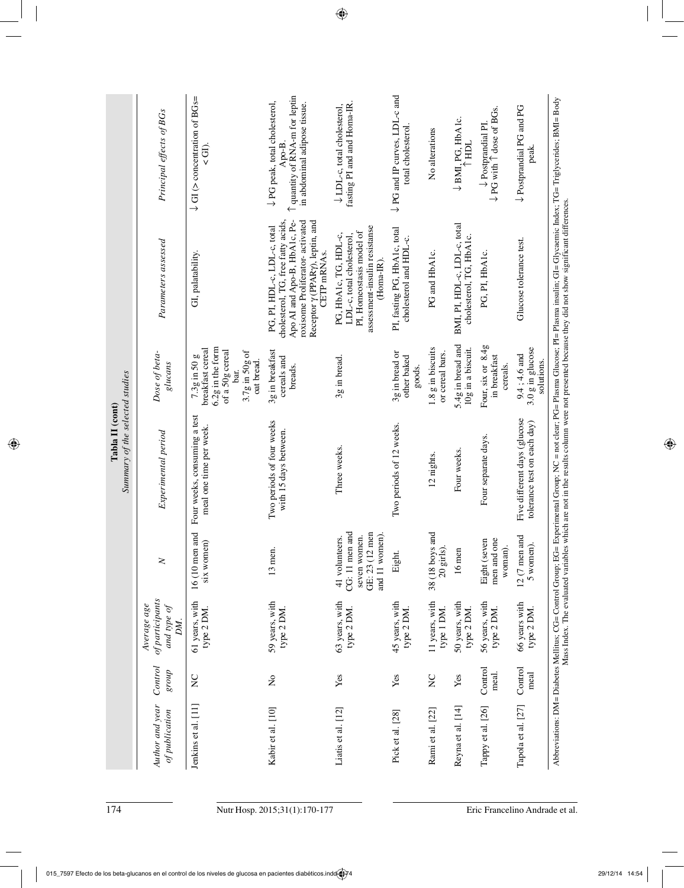**Tabla II (cont)**
*Summary of the selected studies*

| *Author and year of publication* | *Control group* | *Average age of participants and type of DM.* | *N* | *Experimental period* | *Dose of beta-glucans* | *Parameters assessed* | *Principal effects of BGs* |
|---|---|---|---|---|---|---|---|
| Jenkins et al. [11] | NC | 61 years, with type 2 DM. | 16 (10 men and six women) | Four weeks, consuming a test meal one time per week. | 7.3g in 50 g breakfast cereal 6.2g in the form of a 50g cereal bar. 3.7g in 50g of oat bread. | GI, palatability. | ↓ GI (> concentration of BGs= < GI). |
| Kabir et al. [10] | No | 59 years, with type 2 DM. | 13 men. | Two periods of four weeks with 15 days between. | 3g in breakfast cereals and breads. | PG, PI, HDL-c, LDL-c, total cholesterol, TG, free fatty acids, Apo AI and Apo-B, HbA1c, Peroxisome Proliferator- activated Receptor γ (PPARγ), leptin, and CETP mRNAs. | ↓ PG peak, total cholesterol, Apo-B. ↑ quantity of RNA-m for leptin in abdominal adipose tissue. |
| Liatis et al. [12] | Yes | 63 years, with type 2 DM. | 41 volunteers. CG: 11 men and seven women. GE: 23 (12 men and 11 women). | Three weeks. | 3g in bread. | PG, HbA1c, TG, HDL-c, LDL-c, total cholesterol, PI, Homeostasis model of assessment-insulin resistanse (Homa-IR). | ↓ LDL-c, total cholesterol, fasting PI and Homa-IR. |
| Pick et al. [28] | Yes | 45 years, with type 2 DM. | Eight. | Two periods of 12 weeks. | 3g in bread or other baked goods. | PI, fasting PG, HbA1c, total cholesterol and HDL-c. | ↓ PG and IP curves, LDL-c and total cholesterol. |
| Rami et al. [22] | NC | 11 years, with type 1 DM. | 38 (18 boys and 20 girls). | 12 nights. | 1.8 g in biscuits or cereal bars. | PG and HbA1c. | No alterations |
| Reyna et al. [14] | Yes | 50 years, with type 2 DM. | 16 men | Four weeks. | 5.4g in bread and 10g in a biscuit. | BMI, PI, HDL-c, LDL-c, total cholesterol, TG, HbA1c. | ↓ BMI, PG, HbA1c. ↑ HDL |
| Tappy et al. [26] | Control meal. | 56 years, with type 2 DM. | Eight (seven men and one woman). | Four separate days. | Four, six or 8.4g in breakfast cereals. | PG, PI, HbA1c. | ↓ Postprandial PI. ↓ PG with ↑ dose of BGs. |
| Tapola et al. [27] | Control meal | 66 years with type 2 DM. | 12 (7 men and 5 women). | Five different days (glucose tolerance test on each day) | 9.4 ; 4.6 and 3.0 g in glucose solutions. | Glucose tolerance test. | ↓ Postprandial PG and PG peak. |

Abbreviations: DM= Diabetes Mellitus; CG= Control Group; EG= Experimental Group; NC = not clear; PG= Plasma Glucose; PI= Plasma insulin; GI= Glycaemic Index; TG= Triglycerides; BMI= Body Mass Index. The evaluated variables which are not in the results column were not presented because they did not show significant differences.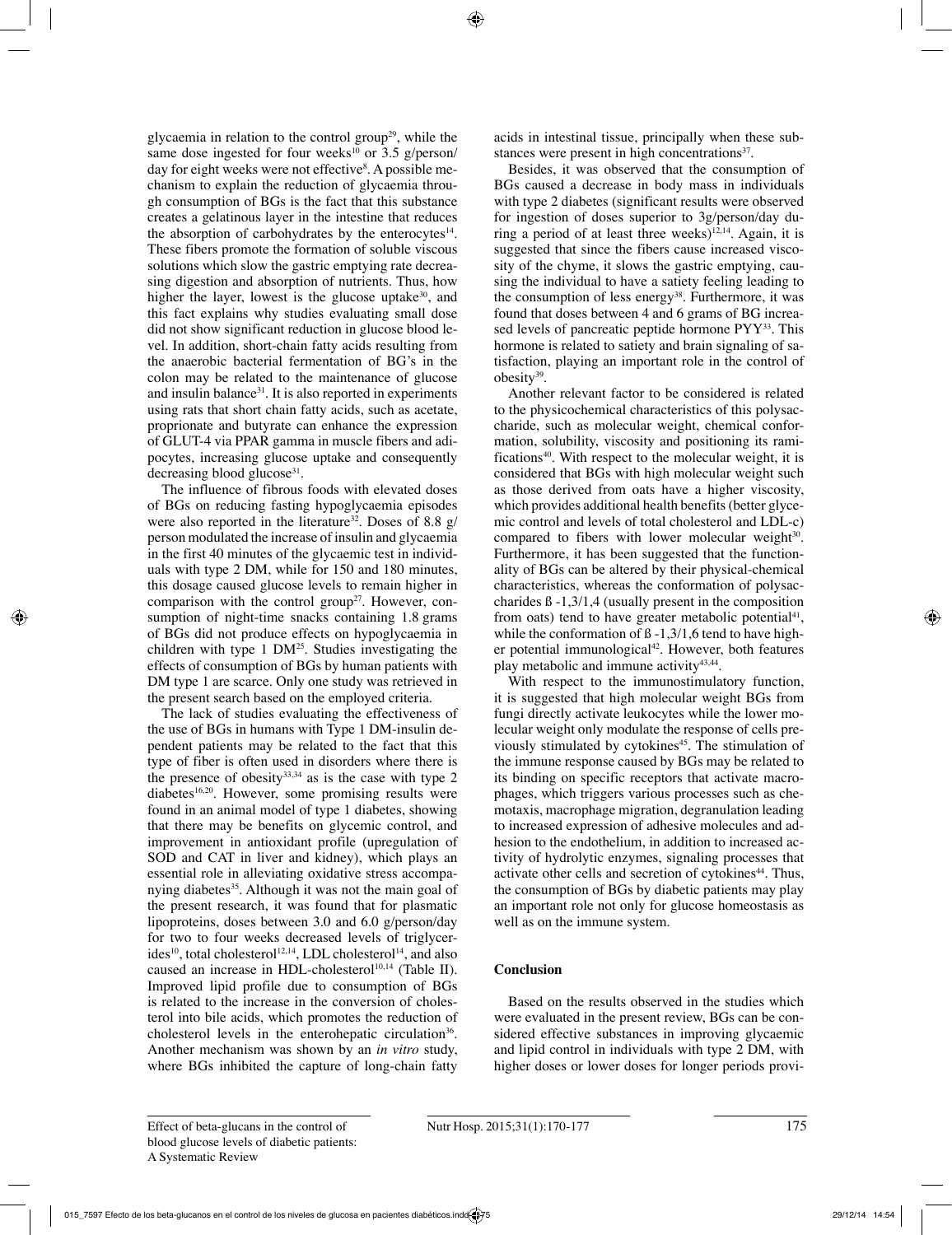glycaemia in relation to the control group[29], while the same dose ingested for four weeks[10] or 3.5 g/person/day for eight weeks were not effective[8]. A possible mechanism to explain the reduction of glycaemia through consumption of BGs is the fact that this substance creates a gelatinous layer in the intestine that reduces the absorption of carbohydrates by the enterocytes[14]. These fibers promote the formation of soluble viscous solutions which slow the gastric emptying rate decreasing digestion and absorption of nutrients. Thus, how higher the layer, lowest is the glucose uptake[30], and this fact explains why studies evaluating small dose did not show significant reduction in glucose blood level. In addition, short-chain fatty acids resulting from the anaerobic bacterial fermentation of BG's in the colon may be related to the maintenance of glucose and insulin balance[31]. It is also reported in experiments using rats that short chain fatty acids, such as acetate, proprionate and butyrate can enhance the expression of GLUT-4 via PPAR gamma in muscle fibers and adipocytes, increasing glucose uptake and consequently decreasing blood glucose[31].

The influence of fibrous foods with elevated doses of BGs on reducing fasting hypoglycaemia episodes were also reported in the literature[32]. Doses of 8.8 g/person modulated the increase of insulin and glycaemia in the first 40 minutes of the glycaemic test in individuals with type 2 DM, while for 150 and 180 minutes, this dosage caused glucose levels to remain higher in comparison with the control group[27]. However, consumption of night-time snacks containing 1.8 grams of BGs did not produce effects on hypoglycaemia in children with type 1 DM[25]. Studies investigating the effects of consumption of BGs by human patients with DM type 1 are scarce. Only one study was retrieved in the present search based on the employed criteria.

The lack of studies evaluating the effectiveness of the use of BGs in humans with Type 1 DM-insulin dependent patients may be related to the fact that this type of fiber is often used in disorders where there is the presence of obesity[33,34] as is the case with type 2 diabetes[16,20]. However, some promising results were found in an animal model of type 1 diabetes, showing that there may be benefits on glycemic control, and improvement in antioxidant profile (upregulation of SOD and CAT in liver and kidney), which plays an essential role in alleviating oxidative stress accompanying diabetes[35]. Although it was not the main goal of the present research, it was found that for plasmatic lipoproteins, doses between 3.0 and 6.0 g/person/day for two to four weeks decreased levels of triglycerides[10], total cholesterol[12,14], LDL cholesterol[14], and also caused an increase in HDL-cholesterol[10,14] (Table II). Improved lipid profile due to consumption of BGs is related to the increase in the conversion of cholesterol into bile acids, which promotes the reduction of cholesterol levels in the enterohepatic circulation[36]. Another mechanism was shown by an *in vitro* study, where BGs inhibited the capture of long-chain fatty acids in intestinal tissue, principally when these substances were present in high concentrations[37].

Besides, it was observed that the consumption of BGs caused a decrease in body mass in individuals with type 2 diabetes (significant results were observed for ingestion of doses superior to 3g/person/day during a period of at least three weeks)[12,14]. Again, it is suggested that since the fibers cause increased viscosity of the chyme, it slows the gastric emptying, causing the individual to have a satiety feeling leading to the consumption of less energy[38]. Furthermore, it was found that doses between 4 and 6 grams of BG increased levels of pancreatic peptide hormone PYY[33]. This hormone is related to satiety and brain signaling of satisfaction, playing an important role in the control of obesity[39].

Another relevant factor to be considered is related to the physicochemical characteristics of this polysaccharide, such as molecular weight, chemical conformation, solubility, viscosity and positioning its ramifications[40]. With respect to the molecular weight, it is considered that BGs with high molecular weight such as those derived from oats have a higher viscosity, which provides additional health benefits (better glycemic control and levels of total cholesterol and LDL-c) compared to fibers with lower molecular weight[30]. Furthermore, it has been suggested that the functionality of BGs can be altered by their physical-chemical characteristics, whereas the conformation of polysaccharides ß -1,3/1,4 (usually present in the composition from oats) tend to have greater metabolic potential[41], while the conformation of ß -1,3/1,6 tend to have higher potential immunological[42]. However, both features play metabolic and immune activity[43,44].

With respect to the immunostimulatory function, it is suggested that high molecular weight BGs from fungi directly activate leukocytes while the lower molecular weight only modulate the response of cells previously stimulated by cytokines[45]. The stimulation of the immune response caused by BGs may be related to its binding on specific receptors that activate macrophages, which triggers various processes such as chemotaxis, macrophage migration, degranulation leading to increased expression of adhesive molecules and adhesion to the endothelium, in addition to increased activity of hydrolytic enzymes, signaling processes that activate other cells and secretion of cytokines[44]. Thus, the consumption of BGs by diabetic patients may play an important role not only for glucose homeostasis as well as on the immune system.

## Conclusion

Based on the results observed in the studies which were evaluated in the present review, BGs can be considered effective substances in improving glycaemic and lipid control in individuals with type 2 DM, with higher doses or lower doses for longer periods provi-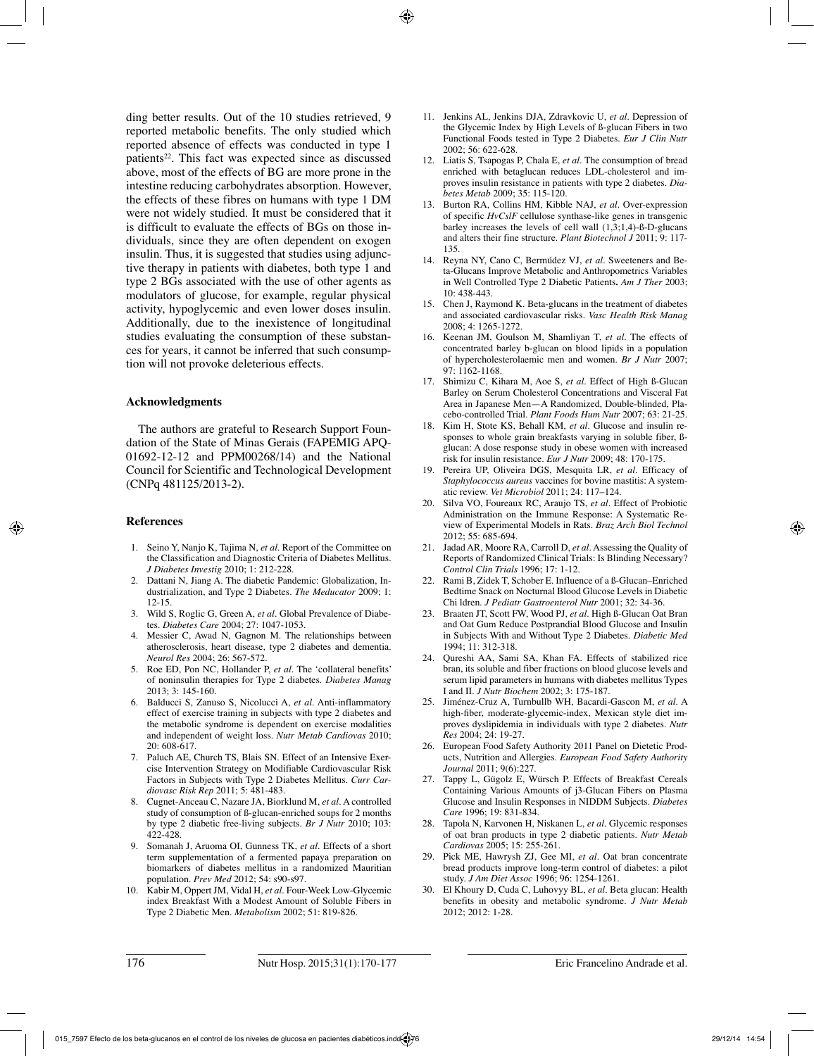ding better results. Out of the 10 studies retrieved, 9 reported metabolic benefits. The only studied which reported absence of effects was conducted in type 1 patients[22]. This fact was expected since as discussed above, most of the effects of BG are more prone in the intestine reducing carbohydrates absorption. However, the effects of these fibres on humans with type 1 DM were not widely studied. It must be considered that it is difficult to evaluate the effects of BGs on those individuals, since they are often dependent on exogen insulin. Thus, it is suggested that studies using adjunctive therapy in patients with diabetes, both type 1 and type 2 BGs associated with the use of other agents as modulators of glucose, for example, regular physical activity, hypoglycemic and even lower doses insulin. Additionally, due to the inexistence of longitudinal studies evaluating the consumption of these substances for years, it cannot be inferred that such consumption will not provoke deleterious effects.

### Acknowledgments

The authors are grateful to Research Support Foundation of the State of Minas Gerais (FAPEMIG APQ-01692-12-12 and PPM00268/14) and the National Council for Scientific and Technological Development (CNPq 481125/2013-2).

### References

1. Seino Y, Nanjo K, Tajima N, *et al*. Report of the Committee on the Classification and Diagnostic Criteria of Diabetes Mellitus. *J Diabetes Investig* 2010; 1: 212-228.
2. Dattani N, Jiang A. The diabetic Pandemic: Globalization, Industrialization, and Type 2 Diabetes. *The Meducator* 2009; 1: 12-15.
3. Wild S, Roglic G, Green A, *et al*. Global Prevalence of Diabetes. *Diabetes Care* 2004; 27: 1047-1053.
4. Messier C, Awad N, Gagnon M. The relationships between atherosclerosis, heart disease, type 2 diabetes and dementia. *Neurol Res* 2004; 26: 567-572.
5. Roe ED, Pon NC, Hollander P, *et al*. The 'collateral benefits' of noninsulin therapies for Type 2 diabetes. *Diabetes Manag* 2013; 3: 145-160.
6. Balducci S, Zanuso S, Nicolucci A, *et al*. Anti-inflammatory effect of exercise training in subjects with type 2 diabetes and the metabolic syndrome is dependent on exercise modalities and independent of weight loss. *Nutr Metab Cardiovas* 2010; 20: 608-617.
7. Paluch AE, Church TS, Blais SN. Effect of an Intensive Exercise Intervention Strategy on Modifiable Cardiovascular Risk Factors in Subjects with Type 2 Diabetes Mellitus. *Curr Cardiovasc Risk Rep* 2011; 5: 481-483.
8. Cugnet-Anceau C, Nazare JA, Biorklund M, *et al*. A controlled study of consumption of ß-glucan-enriched soups for 2 months by type 2 diabetic free-living subjects. *Br J Nutr* 2010; 103: 422-428.
9. Somanah J, Aruoma OI, Gunness TK, *et al*. Effects of a short term supplementation of a fermented papaya preparation on biomarkers of diabetes mellitus in a randomized Mauritian population. *Prev Med* 2012; 54: s90-s97.
10. Kabir M, Oppert JM, Vidal H, *et al*. Four-Week Low-Glycemic index Breakfast With a Modest Amount of Soluble Fibers in Type 2 Diabetic Men. *Metabolism* 2002; 51: 819-826.
11. Jenkins AL, Jenkins DJA, Zdravkovic U, *et al*. Depression of the Glycemic Index by High Levels of ß-glucan Fibers in two Functional Foods tested in Type 2 Diabetes. *Eur J Clin Nutr* 2002; 56: 622-628.
12. Liatis S, Tsapogas P, Chala E, *et al*. The consumption of bread enriched with betaglucan reduces LDL-cholesterol and improves insulin resistance in patients with type 2 diabetes. *Diabetes Metab* 2009; 35: 115-120.
13. Burton RA, Collins HM, Kibble NAJ, *et al*. Over-expression of specific *HvCslF* cellulose synthase-like genes in transgenic barley increases the levels of cell wall (1,3;1,4)-ß-D-glucans and alters their fine structure. *Plant Biotechnol J* 2011; 9: 117-135.
14. Reyna NY, Cano C, Bermúdez VJ, *et al*. Sweeteners and Beta-Glucans Improve Metabolic and Anthropometrics Variables in Well Controlled Type 2 Diabetic Patients**.** *Am J Ther* 2003; 10: 438-443.
15. Chen J, Raymond K. Beta-glucans in the treatment of diabetes and associated cardiovascular risks. *Vasc Health Risk Manag* 2008; 4: 1265-1272.
16. Keenan JM, Goulson M, Shamliyan T, *et al*. The effects of concentrated barley b-glucan on blood lipids in a population of hypercholesterolaemic men and women. *Br J Nutr* 2007; 97: 1162-1168.
17. Shimizu C, Kihara M, Aoe S, *et al*. Effect of High ß-Glucan Barley on Serum Cholesterol Concentrations and Visceral Fat Area in Japanese Men—A Randomized, Double-blinded, Placebo-controlled Trial. *Plant Foods Hum Nutr* 2007; 63: 21-25.
18. Kim H, Stote KS, Behall KM, *et al*. Glucose and insulin responses to whole grain breakfasts varying in soluble fiber, ß-glucan: A dose response study in obese women with increased risk for insulin resistance. *Eur J Nutr* 2009; 48: 170-175.
19. Pereira UP, Oliveira DGS, Mesquita LR, *et al*. Efficacy of *Staphylococcus aureus* vaccines for bovine mastitis: A systematic review. *Vet Microbiol* 2011; 24: 117–124.
20. Silva VO, Foureaux RC, Araujo TS, *et al*. Effect of Probiotic Administration on the Immune Response: A Systematic Review of Experimental Models in Rats. *Braz Arch Biol Technol* 2012; 55: 685-694.
21. Jadad AR, Moore RA, Carroll D, *et al*. Assessing the Quality of Reports of Randomized Clinical Trials: Is Blinding Necessary? *Control Clin Trials* 1996; 17: 1-12.
22. Rami B, Zidek T, Schober E. Influence of a ß-Glucan–Enriched Bedtime Snack on Nocturnal Blood Glucose Levels in Diabetic Chi ldren. *J Pediatr Gastroenterol Nutr* 2001; 32: 34-36.
23. Braaten JT, Scott FW, Wood PJ, *et al*. High ß-Glucan Oat Bran and Oat Gum Reduce Postprandial Blood Glucose and Insulin in Subjects With and Without Type 2 Diabetes. *Diabetic Med* 1994; 11: 312-318.
24. Qureshi AA, Sami SA, Khan FA. Effects of stabilized rice bran, its soluble and fiber fractions on blood glucose levels and serum lipid parameters in humans with diabetes mellitus Types I and II. *J Nutr Biochem* 2002; 3: 175-187.
25. Jiménez-Cruz A, Turnbullb WH, Bacardi-Gascon M, *et al*. A high-fiber, moderate-glycemic-index, Mexican style diet improves dyslipidemia in individuals with type 2 diabetes. *Nutr Res* 2004; 24: 19-27.
26. European Food Safety Authority 2011 Panel on Dietetic Products, Nutrition and Allergies. *European Food Safety Authority Journal* 2011; 9(6):227.
27. Tappy L, Gügolz E, Würsch P. Effects of Breakfast Cereals Containing Various Amounts of j3-Glucan Fibers on Plasma Glucose and Insulin Responses in NIDDM Subjects. *Diabetes Care* 1996; 19: 831-834.
28. Tapola N, Karvonen H, Niskanen L, *et al*. Glycemic responses of oat bran products in type 2 diabetic patients. *Nutr Metab Cardiovas* 2005; 15: 255-261.
29. Pick ME, Hawrysh ZJ, Gee MI, *et al*. Oat bran concentrate bread products improve long-term control of diabetes: a pilot study. *J Am Diet Assoc* 1996; 96: 1254-1261.
30. El Khoury D, Cuda C, Luhovyy BL, *et al*. Beta glucan: Health benefits in obesity and metabolic syndrome. *J Nutr Metab* 2012; 2012: 1-28.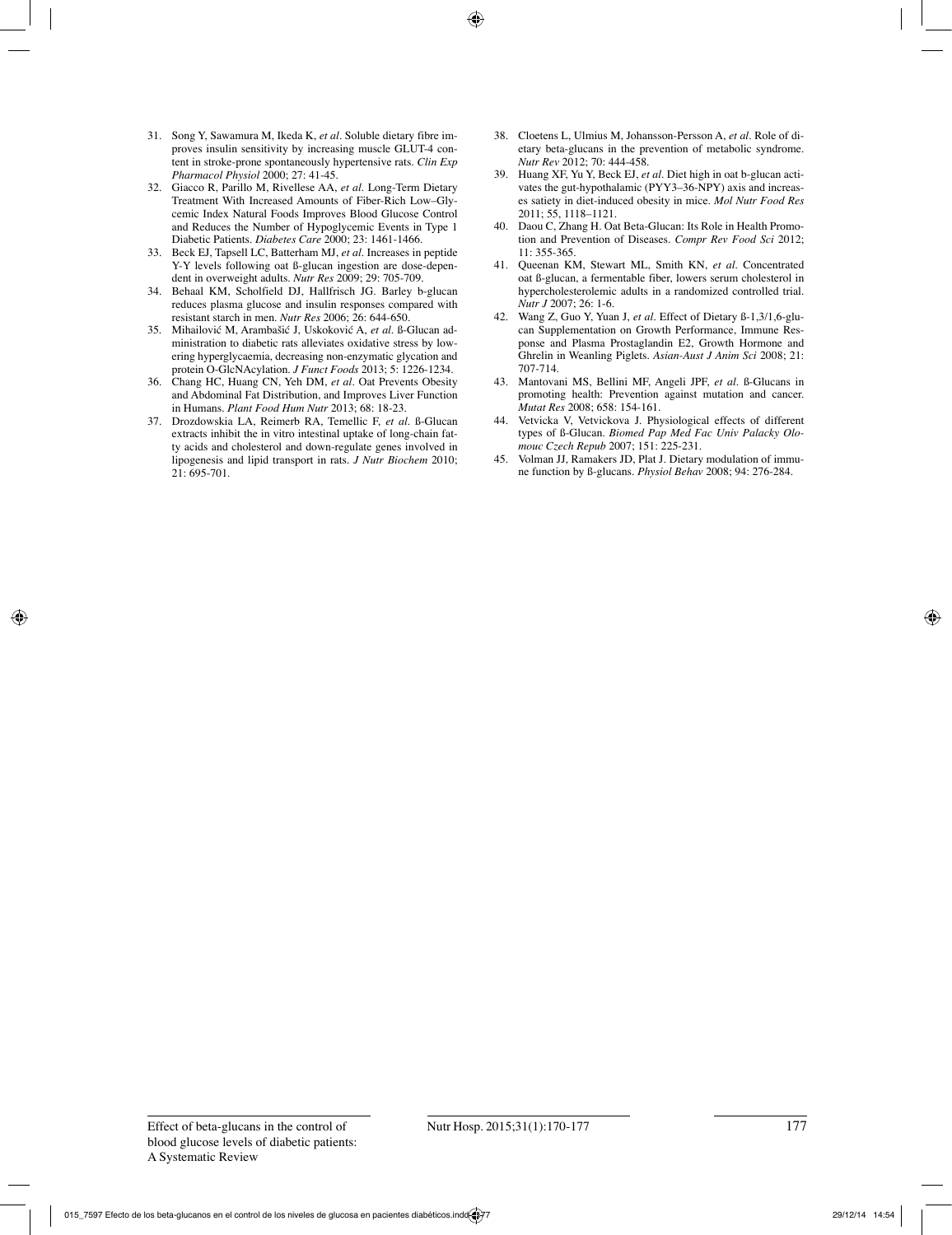31. Song Y, Sawamura M, Ikeda K, *et al*. Soluble dietary fibre improves insulin sensitivity by increasing muscle GLUT-4 content in stroke-prone spontaneously hypertensive rats. *Clin Exp Pharmacol Physiol* 2000; 27: 41-45.
32. Giacco R, Parillo M, Rivellese AA, *et al*. Long-Term Dietary Treatment With Increased Amounts of Fiber-Rich Low–Glycemic Index Natural Foods Improves Blood Glucose Control and Reduces the Number of Hypoglycemic Events in Type 1 Diabetic Patients. *Diabetes Care* 2000; 23: 1461-1466.
33. Beck EJ, Tapsell LC, Batterham MJ, *et al*. Increases in peptide Y-Y levels following oat ß-glucan ingestion are dose-dependent in overweight adults. *Nutr Res* 2009; 29: 705-709.
34. Behaal KM, Scholfield DJ, Hallfrisch JG. Barley b-glucan reduces plasma glucose and insulin responses compared with resistant starch in men. *Nutr Res* 2006; 26: 644-650.
35. Mihailović M, Arambašić J, Uskoković A, *et al*. ß-Glucan administration to diabetic rats alleviates oxidative stress by lowering hyperglycaemia, decreasing non-enzymatic glycation and protein O-GlcNAcylation. *J Funct Foods* 2013; 5: 1226-1234.
36. Chang HC, Huang CN, Yeh DM, *et al*. Oat Prevents Obesity and Abdominal Fat Distribution, and Improves Liver Function in Humans. *Plant Food Hum Nutr* 2013; 68: 18-23.
37. Drozdowskia LA, Reimerb RA, Temellic F, *et al*. ß-Glucan extracts inhibit the in vitro intestinal uptake of long-chain fatty acids and cholesterol and down-regulate genes involved in lipogenesis and lipid transport in rats. *J Nutr Biochem* 2010; 21: 695-701.
38. Cloetens L, Ulmius M, Johansson-Persson A, *et al*. Role of dietary beta-glucans in the prevention of metabolic syndrome. *Nutr Rev* 2012; 70: 444-458.
39. Huang XF, Yu Y, Beck EJ, *et al*. Diet high in oat b-glucan activates the gut-hypothalamic (PYY3–36-NPY) axis and increases satiety in diet-induced obesity in mice. *Mol Nutr Food Res* 2011; 55, 1118–1121.
40. Daou C, Zhang H. Oat Beta-Glucan: Its Role in Health Promotion and Prevention of Diseases. *Compr Rev Food Sci* 2012; 11: 355-365.
41. Queenan KM, Stewart ML, Smith KN, *et al*. Concentrated oat ß-glucan, a fermentable fiber, lowers serum cholesterol in hypercholesterolemic adults in a randomized controlled trial. *Nutr J* 2007; 26: 1-6.
42. Wang Z, Guo Y, Yuan J, *et al*. Effect of Dietary ß-1,3/1,6-glucan Supplementation on Growth Performance, Immune Response and Plasma Prostaglandin E2, Growth Hormone and Ghrelin in Weanling Piglets. *Asian-Aust J Anim Sci* 2008; 21: 707-714.
43. Mantovani MS, Bellini MF, Angeli JPF, *et al*. ß-Glucans in promoting health: Prevention against mutation and cancer. *Mutat Res* 2008; 658: 154-161.
44. Vetvicka V, Vetvickova J. Physiological effects of different types of ß-Glucan. *Biomed Pap Med Fac Univ Palacky Olomouc Czech Repub* 2007; 151: 225-231.
45. Volman JJ, Ramakers JD, Plat J. Dietary modulation of immune function by ß-glucans. *Physiol Behav* 2008; 94: 276-284.